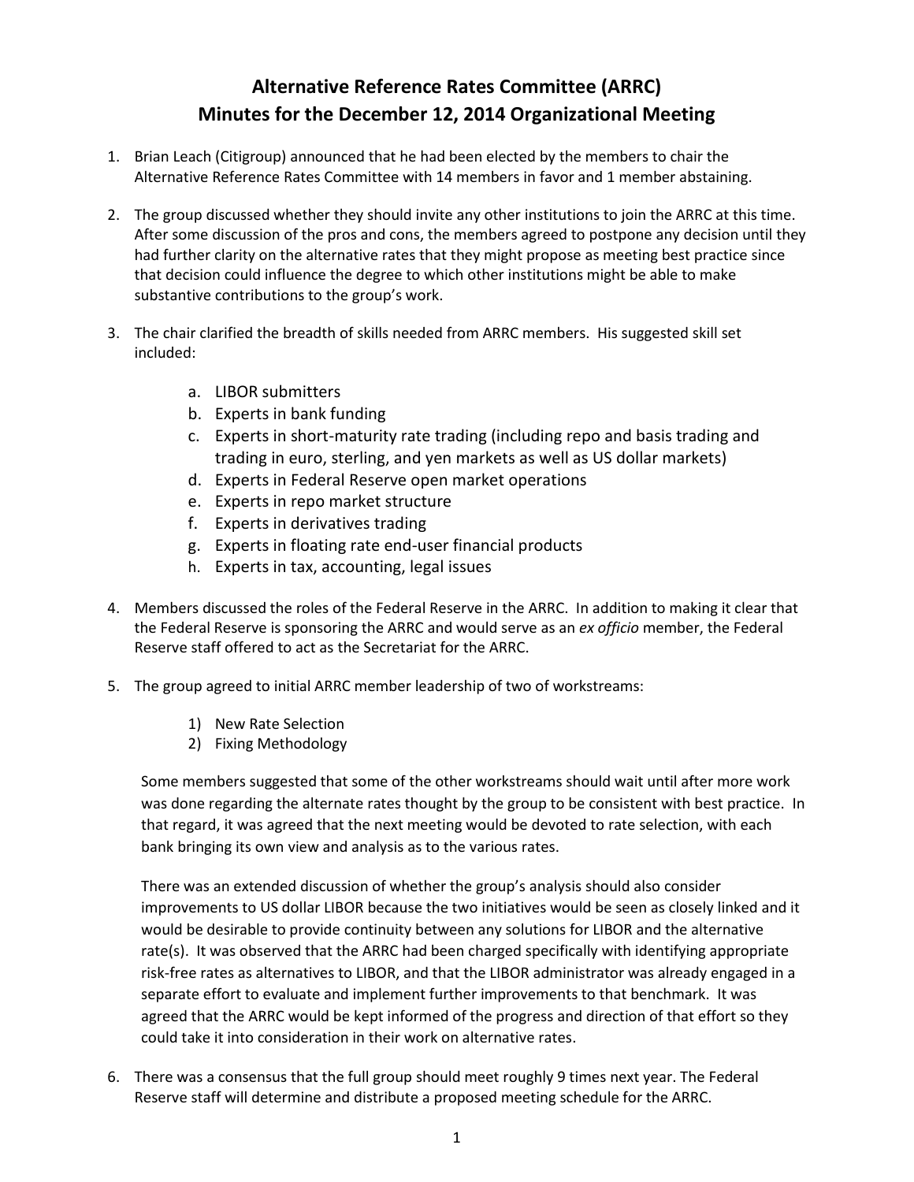# Alternative Reference Rates Committee (ARRC)
# Minutes for the December 12, 2014 Organizational Meeting

1. Brian Leach (Citigroup) announced that he had been elected by the members to chair the Alternative Reference Rates Committee with 14 members in favor and 1 member abstaining.

2. The group discussed whether they should invite any other institutions to join the ARRC at this time. After some discussion of the pros and cons, the members agreed to postpone any decision until they had further clarity on the alternative rates that they might propose as meeting best practice since that decision could influence the degree to which other institutions might be able to make substantive contributions to the group's work.

3. The chair clarified the breadth of skills needed from ARRC members. His suggested skill set included:

   a. LIBOR submitters
   b. Experts in bank funding
   c. Experts in short-maturity rate trading (including repo and basis trading and trading in euro, sterling, and yen markets as well as US dollar markets)
   d. Experts in Federal Reserve open market operations
   e. Experts in repo market structure
   f. Experts in derivatives trading
   g. Experts in floating rate end-user financial products
   h. Experts in tax, accounting, legal issues

4. Members discussed the roles of the Federal Reserve in the ARRC. In addition to making it clear that the Federal Reserve is sponsoring the ARRC and would serve as an *ex officio* member, the Federal Reserve staff offered to act as the Secretariat for the ARRC.

5. The group agreed to initial ARRC member leadership of two of workstreams:

   1) New Rate Selection
   2) Fixing Methodology

   Some members suggested that some of the other workstreams should wait until after more work was done regarding the alternate rates thought by the group to be consistent with best practice. In that regard, it was agreed that the next meeting would be devoted to rate selection, with each bank bringing its own view and analysis as to the various rates.

   There was an extended discussion of whether the group's analysis should also consider improvements to US dollar LIBOR because the two initiatives would be seen as closely linked and it would be desirable to provide continuity between any solutions for LIBOR and the alternative rate(s). It was observed that the ARRC had been charged specifically with identifying appropriate risk-free rates as alternatives to LIBOR, and that the LIBOR administrator was already engaged in a separate effort to evaluate and implement further improvements to that benchmark. It was agreed that the ARRC would be kept informed of the progress and direction of that effort so they could take it into consideration in their work on alternative rates.

6. There was a consensus that the full group should meet roughly 9 times next year. The Federal Reserve staff will determine and distribute a proposed meeting schedule for the ARRC.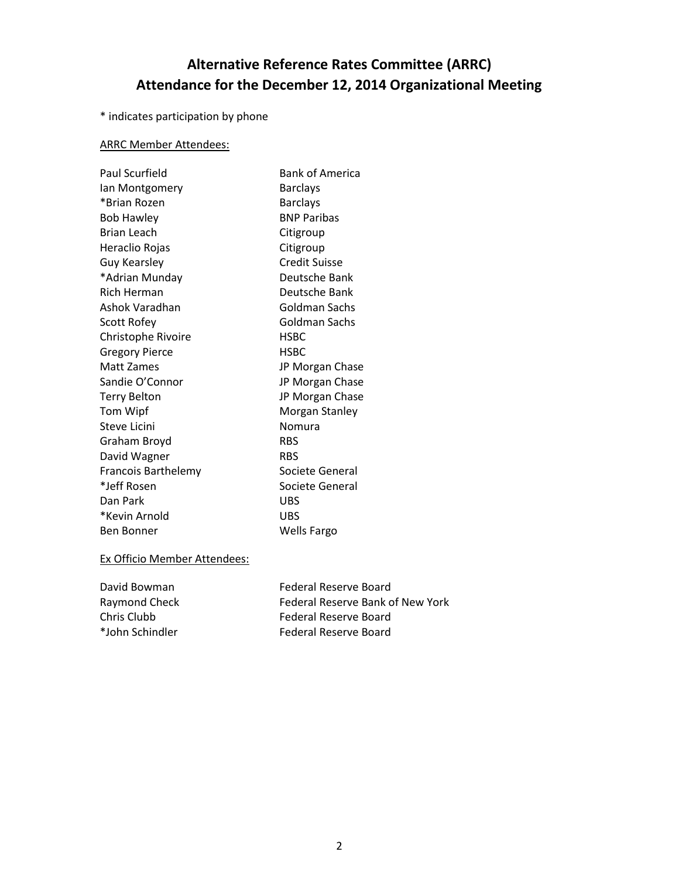# Alternative Reference Rates Committee (ARRC)
# Attendance for the December 12, 2014 Organizational Meeting

* indicates participation by phone

ARRC Member Attendees:

| | |
|---|---|
| Paul Scurfield | Bank of America |
| Ian Montgomery | Barclays |
| *Brian Rozen | Barclays |
| Bob Hawley | BNP Paribas |
| Brian Leach | Citigroup |
| Heraclio Rojas | Citigroup |
| Guy Kearsley | Credit Suisse |
| *Adrian Munday | Deutsche Bank |
| Rich Herman | Deutsche Bank |
| Ashok Varadhan | Goldman Sachs |
| Scott Rofey | Goldman Sachs |
| Christophe Rivoire | HSBC |
| Gregory Pierce | HSBC |
| Matt Zames | JP Morgan Chase |
| Sandie O'Connor | JP Morgan Chase |
| Terry Belton | JP Morgan Chase |
| Tom Wipf | Morgan Stanley |
| Steve Licini | Nomura |
| Graham Broyd | RBS |
| David Wagner | RBS |
| Francois Barthelemy | Societe General |
| *Jeff Rosen | Societe General |
| Dan Park | UBS |
| *Kevin Arnold | UBS |
| Ben Bonner | Wells Fargo |

Ex Officio Member Attendees:

| | |
|---|---|
| David Bowman | Federal Reserve Board |
| Raymond Check | Federal Reserve Bank of New York |
| Chris Clubb | Federal Reserve Board |
| *John Schindler | Federal Reserve Board |